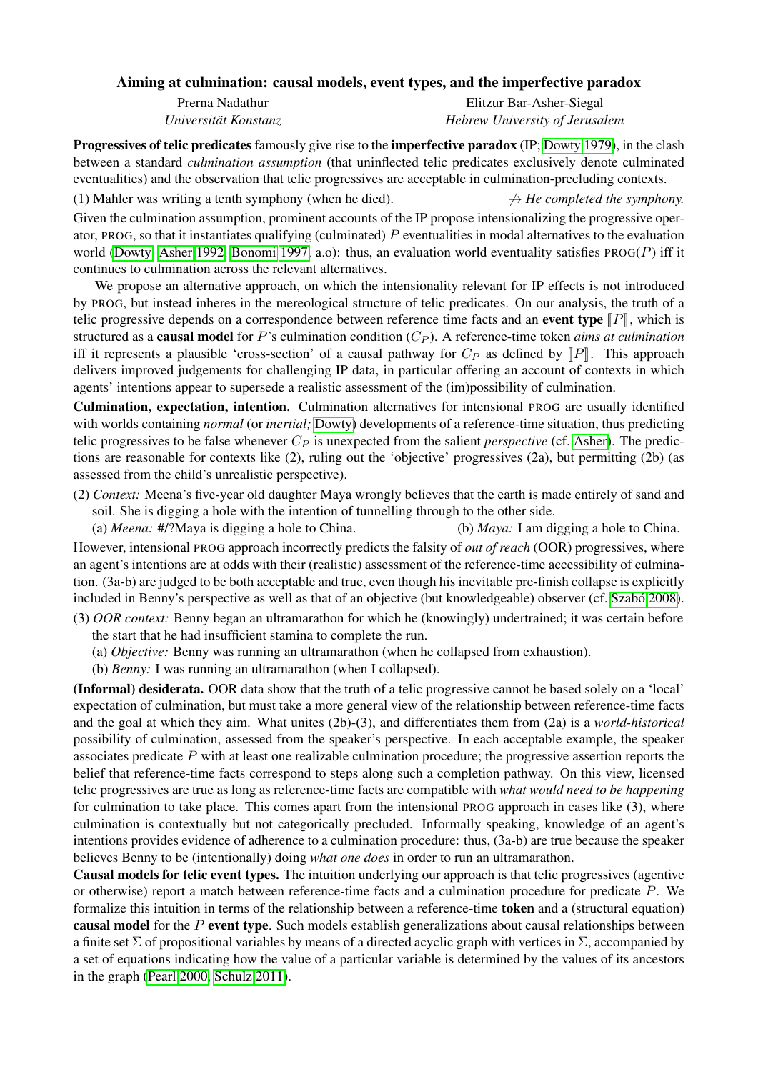# Aiming at culmination: causal models, event types, and the imperfective paradox

Prerna Nadathur — *Universität Konstanz*
Elitzur Bar-Asher-Siegal — *Hebrew University of Jerusalem*

**Progressives of telic predicates** famously give rise to the **imperfective paradox** (IP; Dowty 1979), in the clash between a standard *culmination assumption* (that uninflected telic predicates exclusively denote culminated eventualities) and the observation that telic progressives are acceptable in culmination-precluding contexts.

(1) Mahler was writing a tenth symphony (when he died). $\not\to$ *He completed the symphony.*

Given the culmination assumption, prominent accounts of the IP propose intensionalizing the progressive operator, PROG, so that it instantiates qualifying (culminated) $P$ eventualities in modal alternatives to the evaluation world (Dowty, Asher 1992, Bonomi 1997, a.o): thus, an evaluation world eventuality satisfies PROG($P$) iff it continues to culmination across the relevant alternatives.

We propose an alternative approach, on which the intensionality relevant for IP effects is not introduced by PROG, but instead inheres in the mereological structure of telic predicates. On our analysis, the truth of a telic progressive depends on a correspondence between reference time facts and an **event type** $[\![P]\!]$, which is structured as a **causal model** for $P$'s culmination condition ($C_P$). A reference-time token *aims at culmination* iff it represents a plausible 'cross-section' of a causal pathway for $C_P$ as defined by $[\![P]\!]$. This approach delivers improved judgements for challenging IP data, in particular offering an account of contexts in which agents' intentions appear to supersede a realistic assessment of the (im)possibility of culmination.

**Culmination, expectation, intention.** Culmination alternatives for intensional PROG are usually identified with worlds containing *normal* (or *inertial;* Dowty) developments of a reference-time situation, thus predicting telic progressives to be false whenever $C_P$ is unexpected from the salient *perspective* (cf. Asher). The predictions are reasonable for contexts like (2), ruling out the 'objective' progressives (2a), but permitting (2b) (as assessed from the child's unrealistic perspective).

(2) *Context:* Meena's five-year old daughter Maya wrongly believes that the earth is made entirely of sand and soil. She is digging a hole with the intention of tunnelling through to the other side.
(a) *Meena:* #/?Maya is digging a hole to China. (b) *Maya:* I am digging a hole to China.

However, intensional PROG approach incorrectly predicts the falsity of *out of reach* (OOR) progressives, where an agent's intentions are at odds with their (realistic) assessment of the reference-time accessibility of culmination. (3a-b) are judged to be both acceptable and true, even though his inevitable pre-finish collapse is explicitly included in Benny's perspective as well as that of an objective (but knowledgeable) observer (cf. Szabó 2008).

(3) *OOR context:* Benny began an ultramarathon for which he (knowingly) undertrained; it was certain before the start that he had insufficient stamina to complete the run.
(a) *Objective:* Benny was running an ultramarathon (when he collapsed from exhaustion).
(b) *Benny:* I was running an ultramarathon (when I collapsed).

**(Informal) desiderata.** OOR data show that the truth of a telic progressive cannot be based solely on a 'local' expectation of culmination, but must take a more general view of the relationship between reference-time facts and the goal at which they aim. What unites (2b)-(3), and differentiates them from (2a) is a *world-historical* possibility of culmination, assessed from the speaker's perspective. In each acceptable example, the speaker associates predicate $P$ with at least one realizable culmination procedure; the progressive assertion reports the belief that reference-time facts correspond to steps along such a completion pathway. On this view, licensed telic progressives are true as long as reference-time facts are compatible with *what would need to be happening* for culmination to take place. This comes apart from the intensional PROG approach in cases like (3), where culmination is contextually but not categorically precluded. Informally speaking, knowledge of an agent's intentions provides evidence of adherence to a culmination procedure: thus, (3a-b) are true because the speaker believes Benny to be (intentionally) doing *what one does* in order to run an ultramarathon.

**Causal models for telic event types.** The intuition underlying our approach is that telic progressives (agentive or otherwise) report a match between reference-time facts and a culmination procedure for predicate $P$. We formalize this intuition in terms of the relationship between a reference-time **token** and a (structural equation) **causal model** for the $P$ **event type**. Such models establish generalizations about causal relationships between a finite set $\Sigma$ of propositional variables by means of a directed acyclic graph with vertices in $\Sigma$, accompanied by a set of equations indicating how the value of a particular variable is determined by the values of its ancestors in the graph (Pearl 2000, Schulz 2011).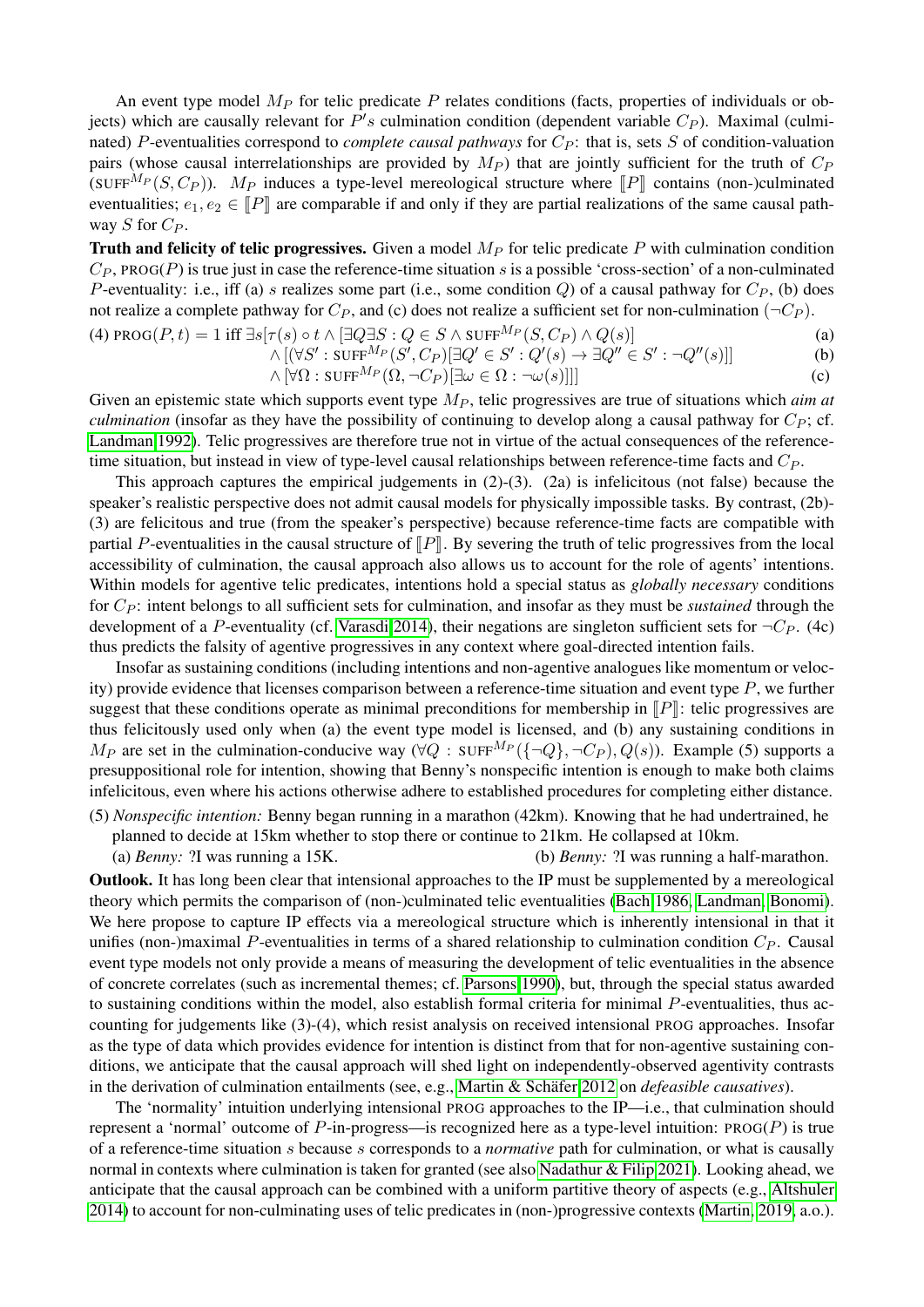An event type model $M_P$ for telic predicate $P$ relates conditions (facts, properties of individuals or objects) which are causally relevant for $P'$s culmination condition (dependent variable $C_P$). Maximal (culminated) $P$-eventualities correspond to *complete causal pathways* for $C_P$: that is, sets $S$ of condition-valuation pairs (whose causal interrelationships are provided by $M_P$) that are jointly sufficient for the truth of $C_P$ ($\text{SUFF}^{M_P}(S, C_P)$). $M_P$ induces a type-level mereological structure where $[\![P]\!]$ contains (non-)culminated eventualities; $e_1, e_2 \in [\![P]\!]$ are comparable if and only if they are partial realizations of the same causal pathway $S$ for $C_P$.

**Truth and felicity of telic progressives.** Given a model $M_P$ for telic predicate $P$ with culmination condition $C_P$, $\text{PROG}(P)$ is true just in case the reference-time situation $s$ is a possible 'cross-section' of a non-culminated $P$-eventuality: i.e., iff (a) $s$ realizes some part (i.e., some condition $Q$) of a causal pathway for $C_P$, (b) does not realize a complete pathway for $C_P$, and (c) does not realize a sufficient set for non-culmination ($\neg C_P$).

(4) $\text{PROG}(P, t) = 1$ iff $\exists s[\tau(s) \circ t \wedge [\exists Q \exists S : Q \in S \wedge \text{SUFF}^{M_P}(S, C_P) \wedge Q(s)]$ (a)
$\wedge [(\forall S' : \text{SUFF}^{M_P}(S', C_P)[\exists Q' \in S' : Q'(s) \rightarrow \exists Q'' \in S' : \neg Q''(s)]]$ (b)
$\wedge [\forall \Omega : \text{SUFF}^{M_P}(\Omega, \neg C_P)[\exists \omega \in \Omega : \neg \omega(s)]]]$ (c)

Given an epistemic state which supports event type $M_P$, telic progressives are true of situations which *aim at culmination* (insofar as they have the possibility of continuing to develop along a causal pathway for $C_P$; cf. Landman 1992). Telic progressives are therefore true not in virtue of the actual consequences of the reference-time situation, but instead in view of type-level causal relationships between reference-time facts and $C_P$.

This approach captures the empirical judgements in (2)-(3). (2a) is infelicitous (not false) because the speaker's realistic perspective does not admit causal models for physically impossible tasks. By contrast, (2b)-(3) are felicitous and true (from the speaker's perspective) because reference-time facts are compatible with partial $P$-eventualities in the causal structure of $[\![P]\!]$. By severing the truth of telic progressives from the local accessibility of culmination, the causal approach also allows us to account for the role of agents' intentions. Within models for agentive telic predicates, intentions hold a special status as *globally necessary* conditions for $C_P$: intent belongs to all sufficient sets for culmination, and insofar as they must be *sustained* through the development of a $P$-eventuality (cf. Varasdi 2014), their negations are singleton sufficient sets for $\neg C_P$. (4c) thus predicts the falsity of agentive progressives in any context where goal-directed intention fails.

Insofar as sustaining conditions (including intentions and non-agentive analogues like momentum or velocity) provide evidence that licenses comparison between a reference-time situation and event type $P$, we further suggest that these conditions operate as minimal preconditions for membership in $[\![P]\!]$: telic progressives are thus felicitously used only when (a) the event type model is licensed, and (b) any sustaining conditions in $M_P$ are set in the culmination-conducive way ($\forall Q : \text{SUFF}^{M_P}(\{\neg Q\}, \neg C_P), Q(s)$). Example (5) supports a presuppositional role for intention, showing that Benny's nonspecific intention is enough to make both claims infelicitous, even where his actions otherwise adhere to established procedures for completing either distance.

(5) *Nonspecific intention:* Benny began running in a marathon (42km). Knowing that he had undertrained, he planned to decide at 15km whether to stop there or continue to 21km. He collapsed at 10km.
(a) *Benny:* ?I was running a 15K. (b) *Benny:* ?I was running a half-marathon.

**Outlook.** It has long been clear that intensional approaches to the IP must be supplemented by a mereological theory which permits the comparison of (non-)culminated telic eventualities (Bach 1986, Landman, Bonomi). We here propose to capture IP effects via a mereological structure which is inherently intensional in that it unifies (non-)maximal $P$-eventualities in terms of a shared relationship to culmination condition $C_P$. Causal event type models not only provide a means of measuring the development of telic eventualities in the absence of concrete correlates (such as incremental themes; cf. Parsons 1990), but, through the special status awarded to sustaining conditions within the model, also establish formal criteria for minimal $P$-eventualities, thus accounting for judgements like (3)-(4), which resist analysis on received intensional PROG approaches. Insofar as the type of data which provides evidence for intention is distinct from that for non-agentive sustaining conditions, we anticipate that the causal approach will shed light on independently-observed agentivity contrasts in the derivation of culmination entailments (see, e.g., Martin & Schäfer 2012 on *defeasible causatives*).

The 'normality' intuition underlying intensional PROG approaches to the IP—i.e., that culmination should represent a 'normal' outcome of $P$-in-progress—is recognized here as a type-level intuition: $\text{PROG}(P)$ is true of a reference-time situation $s$ because $s$ corresponds to a *normative* path for culmination, or what is causally normal in contexts where culmination is taken for granted (see also Nadathur & Filip 2021). Looking ahead, we anticipate that the causal approach can be combined with a uniform partitive theory of aspects (e.g., Altshuler 2014) to account for non-culminating uses of telic predicates in (non-)progressive contexts (Martin, 2019, a.o.).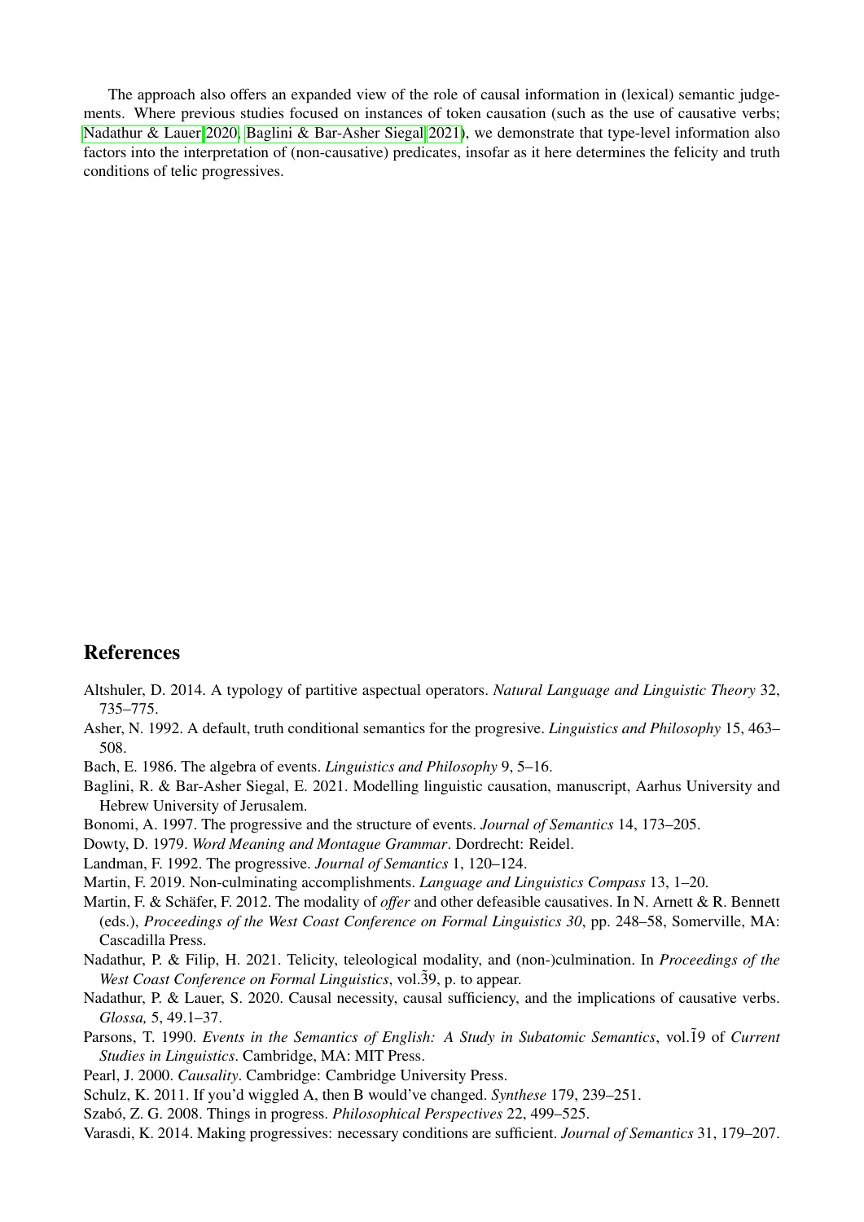The approach also offers an expanded view of the role of causal information in (lexical) semantic judgements. Where previous studies focused on instances of token causation (such as the use of causative verbs; Nadathur & Lauer 2020, Baglini & Bar-Asher Siegal 2021), we demonstrate that type-level information also factors into the interpretation of (non-causative) predicates, insofar as it here determines the felicity and truth conditions of telic progressives.

## References

Altshuler, D. 2014. A typology of partitive aspectual operators. *Natural Language and Linguistic Theory* 32, 735–775.

Asher, N. 1992. A default, truth conditional semantics for the progresive. *Linguistics and Philosophy* 15, 463–508.

Bach, E. 1986. The algebra of events. *Linguistics and Philosophy* 9, 5–16.

Baglini, R. & Bar-Asher Siegal, E. 2021. Modelling linguistic causation, manuscript, Aarhus University and Hebrew University of Jerusalem.

Bonomi, A. 1997. The progressive and the structure of events. *Journal of Semantics* 14, 173–205.

Dowty, D. 1979. *Word Meaning and Montague Grammar*. Dordrecht: Reidel.

Landman, F. 1992. The progressive. *Journal of Semantics* 1, 120–124.

Martin, F. 2019. Non-culminating accomplishments. *Language and Linguistics Compass* 13, 1–20.

Martin, F. & Schäfer, F. 2012. The modality of *offer* and other defeasible causatives. In N. Arnett & R. Bennett (eds.), *Proceedings of the West Coast Conference on Formal Linguistics 30*, pp. 248–58, Somerville, MA: Cascadilla Press.

Nadathur, P. & Filip, H. 2021. Telicity, teleological modality, and (non-)culmination. In *Proceedings of the West Coast Conference on Formal Linguistics*, vol. 39, p. to appear.

Nadathur, P. & Lauer, S. 2020. Causal necessity, causal sufficiency, and the implications of causative verbs. *Glossa,* 5, 49.1–37.

Parsons, T. 1990. *Events in the Semantics of English: A Study in Subatomic Semantics*, vol. 19 of *Current Studies in Linguistics*. Cambridge, MA: MIT Press.

Pearl, J. 2000. *Causality*. Cambridge: Cambridge University Press.

Schulz, K. 2011. If you'd wiggled A, then B would've changed. *Synthese* 179, 239–251.

Szabó, Z. G. 2008. Things in progress. *Philosophical Perspectives* 22, 499–525.

Varasdi, K. 2014. Making progressives: necessary conditions are sufficient. *Journal of Semantics* 31, 179–207.